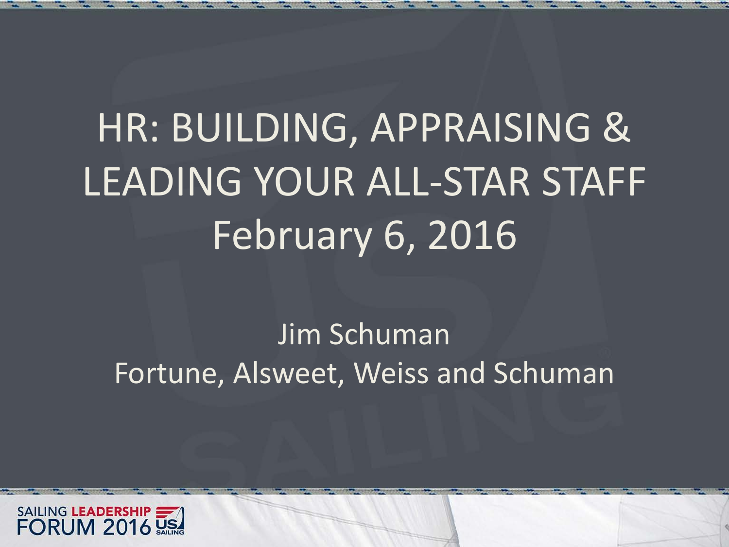# HR: BUILDING, APPRAISING & LEADING YOUR ALL-STAR STAFF

February 6, 2016

Jim Schuman

Fortune, Alsweet, Weiss and Schuman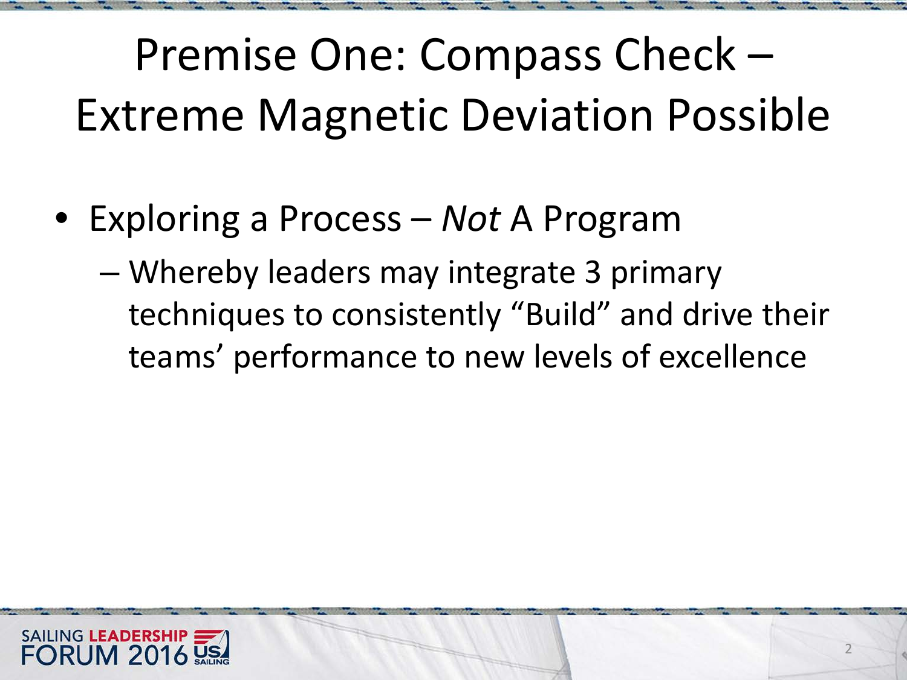# Premise One: Compass Check – Extreme Magnetic Deviation Possible

- Exploring a Process – *Not* A Program
  - Whereby leaders may integrate 3 primary techniques to consistently "Build" and drive their teams' performance to new levels of excellence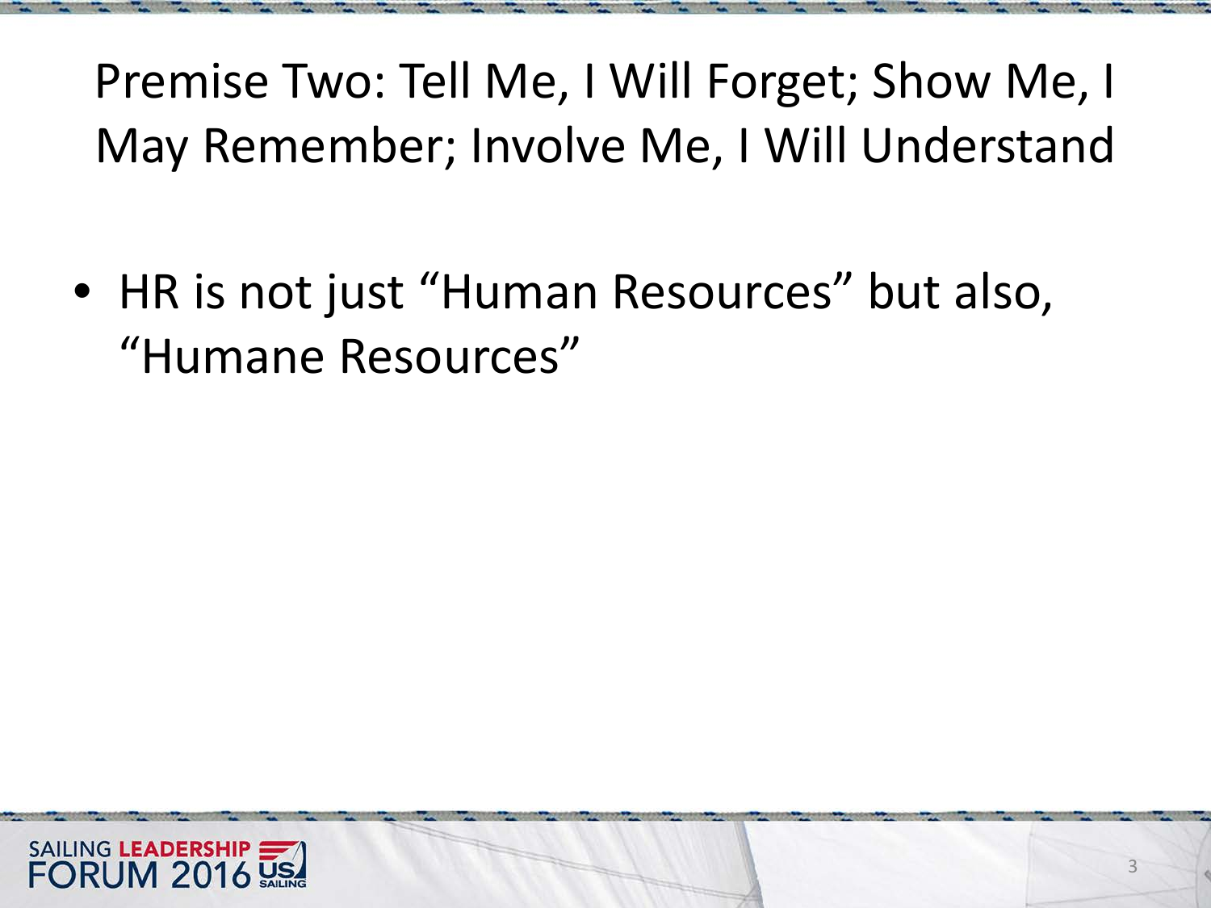# Premise Two: Tell Me, I Will Forget; Show Me, I May Remember; Involve Me, I Will Understand

- HR is not just "Human Resources" but also, "Humane Resources"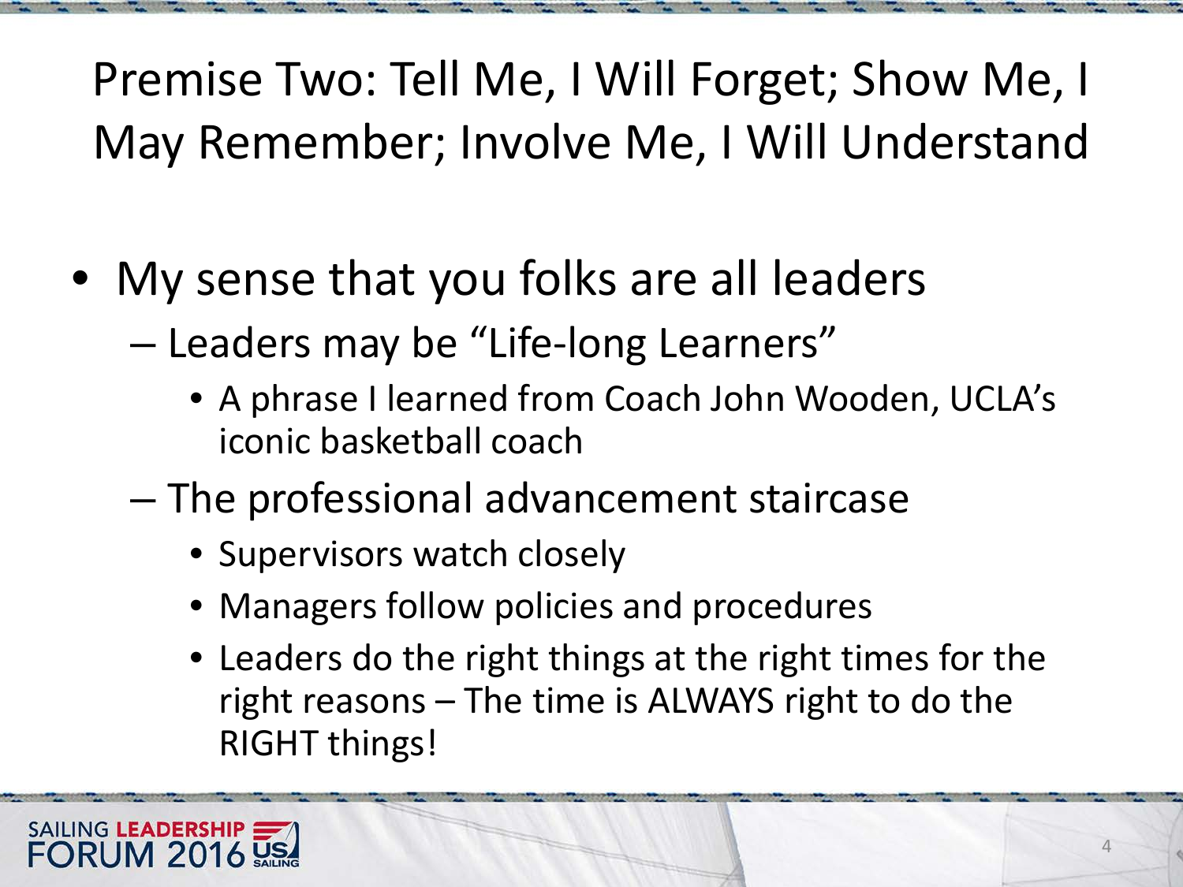# Premise Two: Tell Me, I Will Forget; Show Me, I May Remember; Involve Me, I Will Understand

- My sense that you folks are all leaders
  - Leaders may be "Life-long Learners"
    - A phrase I learned from Coach John Wooden, UCLA's iconic basketball coach
  - The professional advancement staircase
    - Supervisors watch closely
    - Managers follow policies and procedures
    - Leaders do the right things at the right times for the right reasons – The time is ALWAYS right to do the RIGHT things!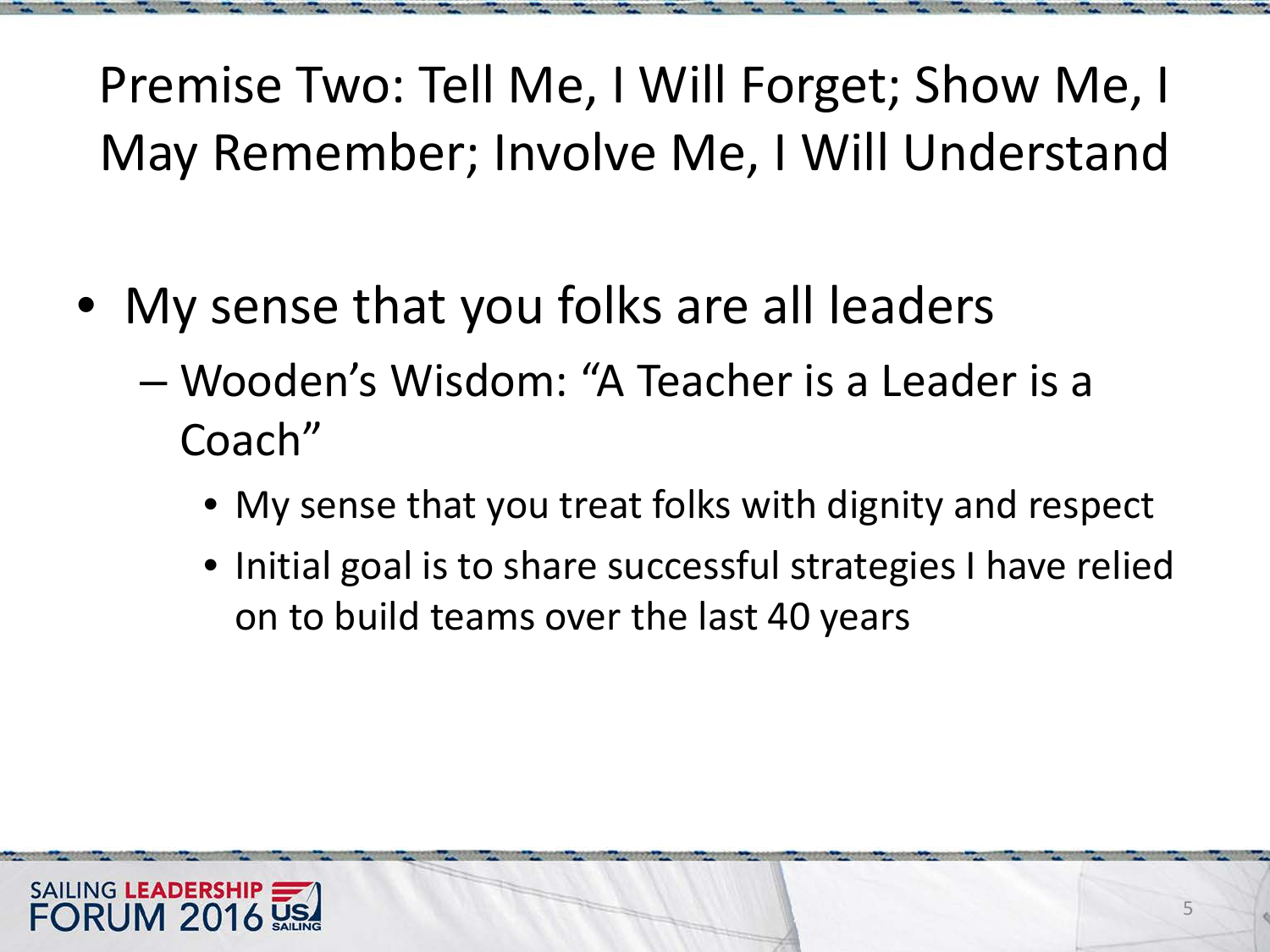# Premise Two: Tell Me, I Will Forget; Show Me, I May Remember; Involve Me, I Will Understand

- My sense that you folks are all leaders
  - Wooden's Wisdom: "A Teacher is a Leader is a Coach"
    - My sense that you treat folks with dignity and respect
    - Initial goal is to share successful strategies I have relied on to build teams over the last 40 years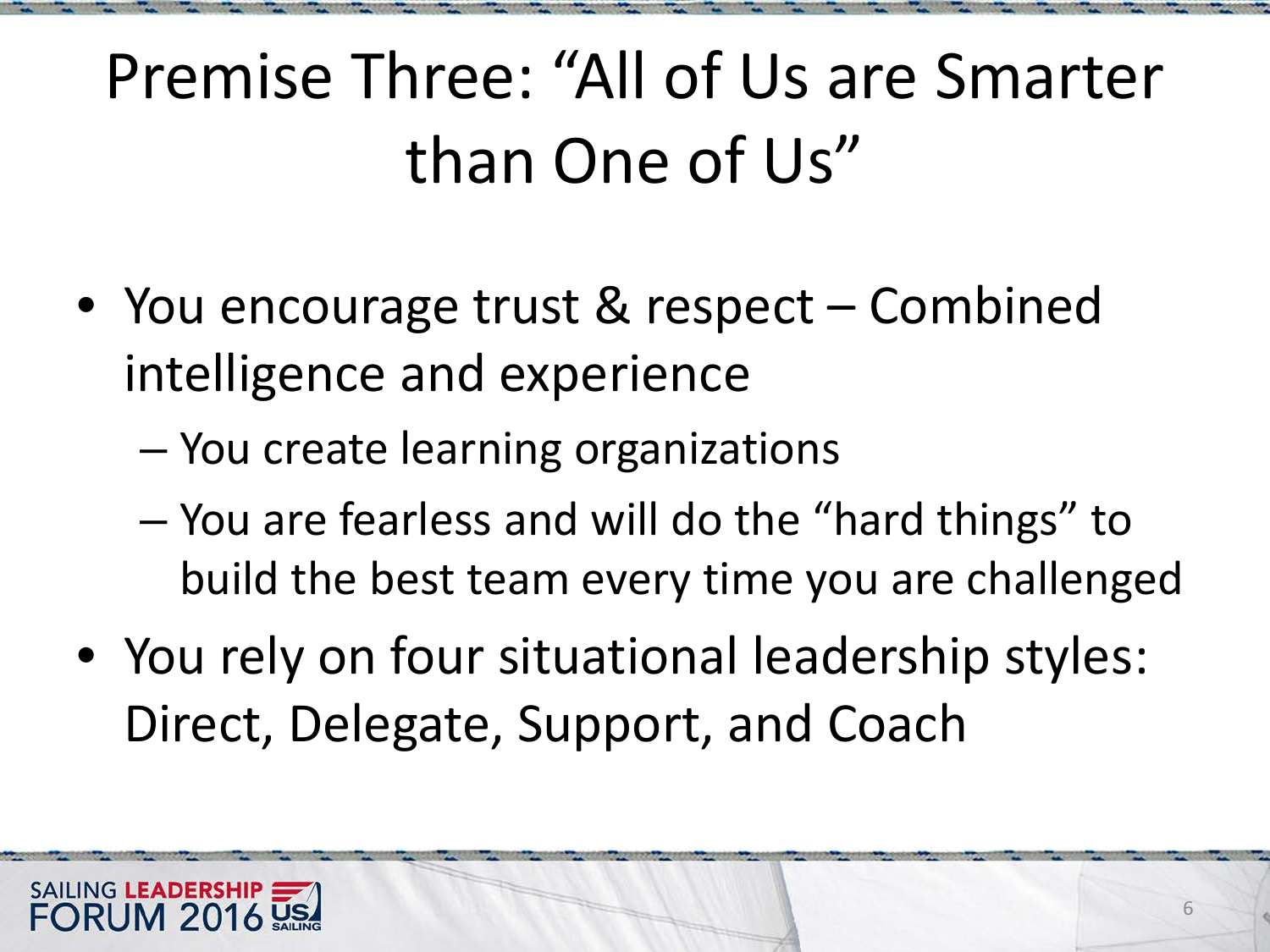# Premise Three: "All of Us are Smarter than One of Us"

- You encourage trust & respect – Combined intelligence and experience
  - You create learning organizations
  - You are fearless and will do the "hard things" to build the best team every time you are challenged
- You rely on four situational leadership styles: Direct, Delegate, Support, and Coach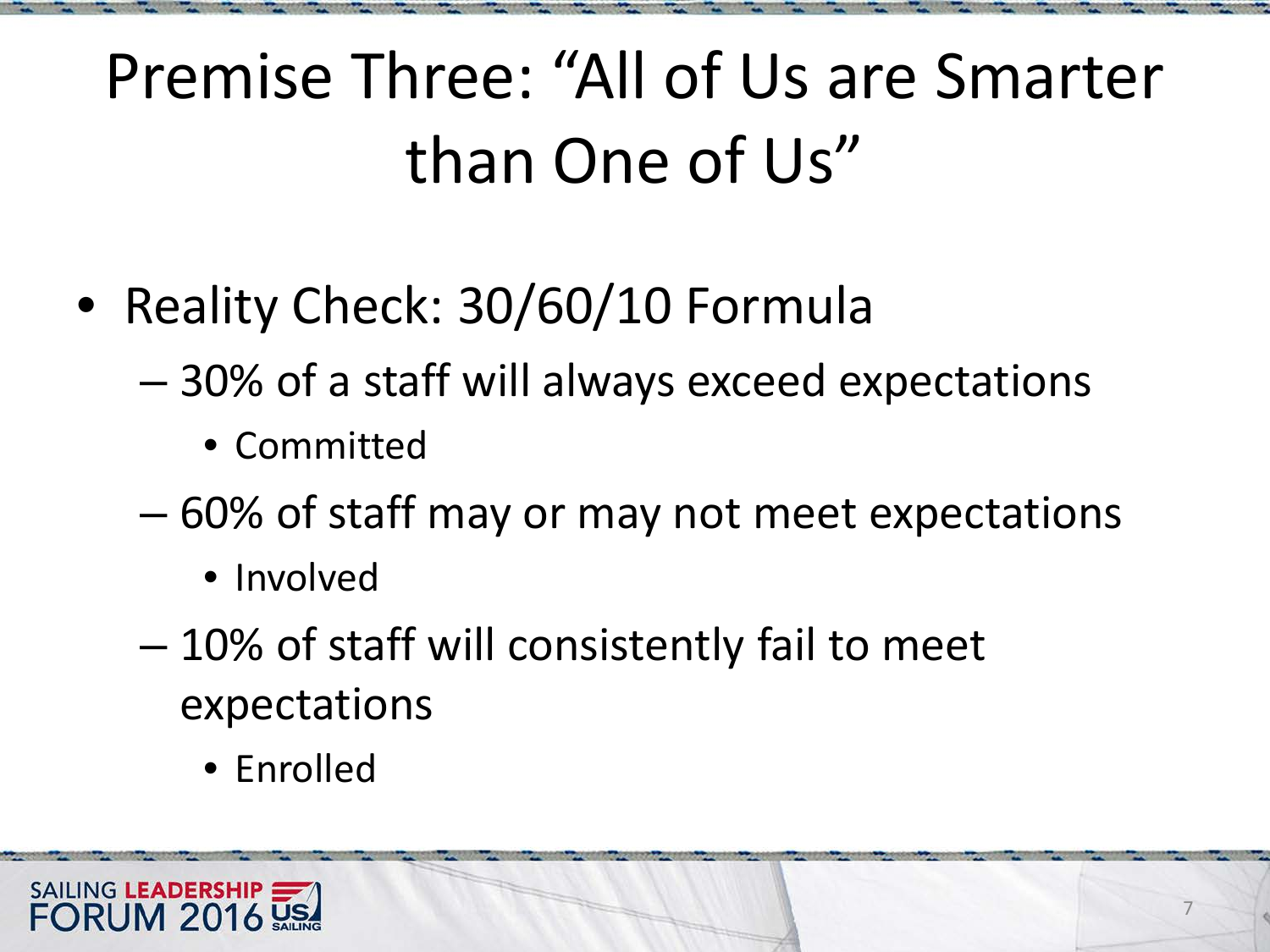# Premise Three: "All of Us are Smarter than One of Us"

- Reality Check: 30/60/10 Formula
  - 30% of a staff will always exceed expectations
    - Committed
  - 60% of staff may or may not meet expectations
    - Involved
  - 10% of staff will consistently fail to meet expectations
    - Enrolled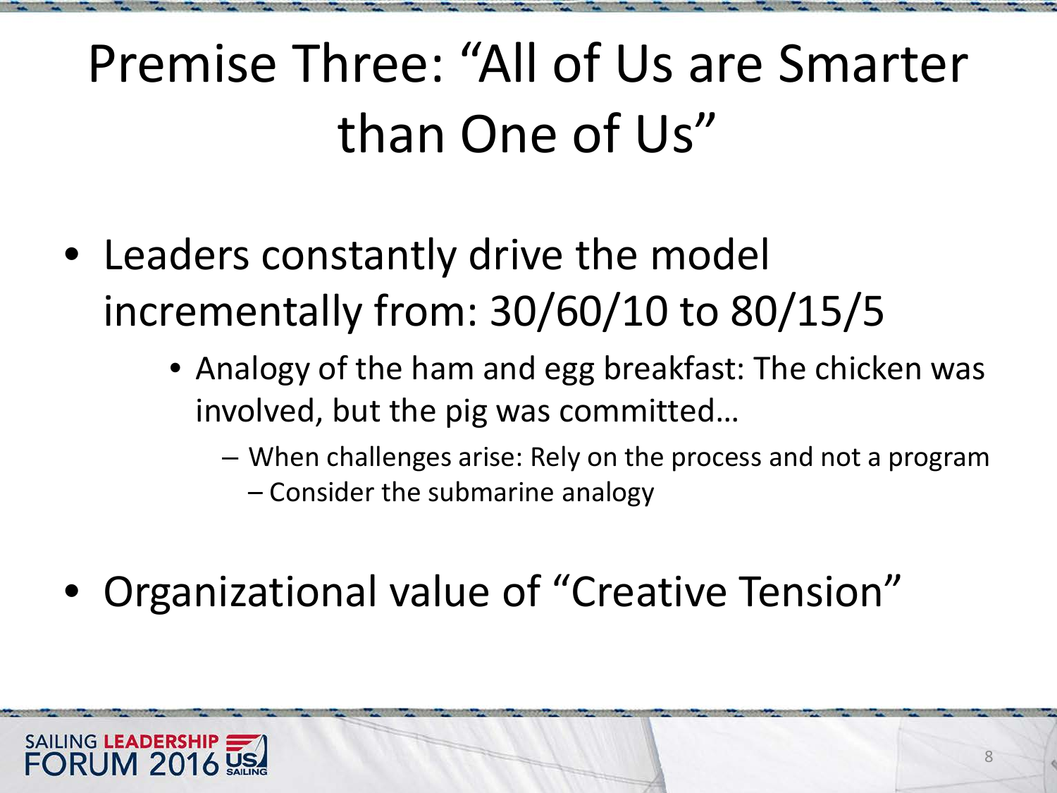# Premise Three: "All of Us are Smarter than One of Us"

- Leaders constantly drive the model incrementally from: 30/60/10 to 80/15/5
  - Analogy of the ham and egg breakfast: The chicken was involved, but the pig was committed…
    - When challenges arise: Rely on the process and not a program
    - Consider the submarine analogy
- Organizational value of "Creative Tension"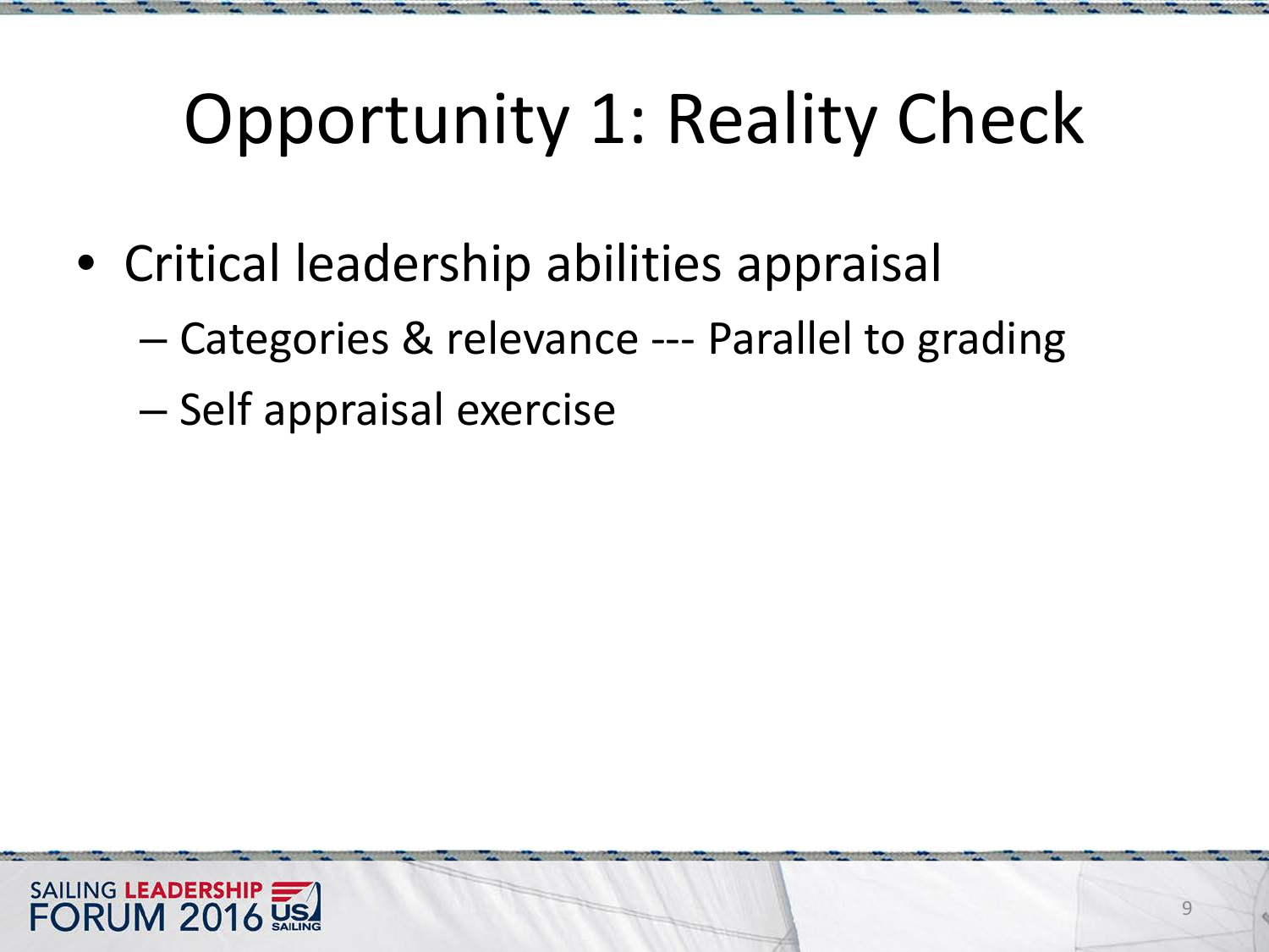# Opportunity 1: Reality Check

- Critical leadership abilities appraisal
  - Categories & relevance --- Parallel to grading
  - Self appraisal exercise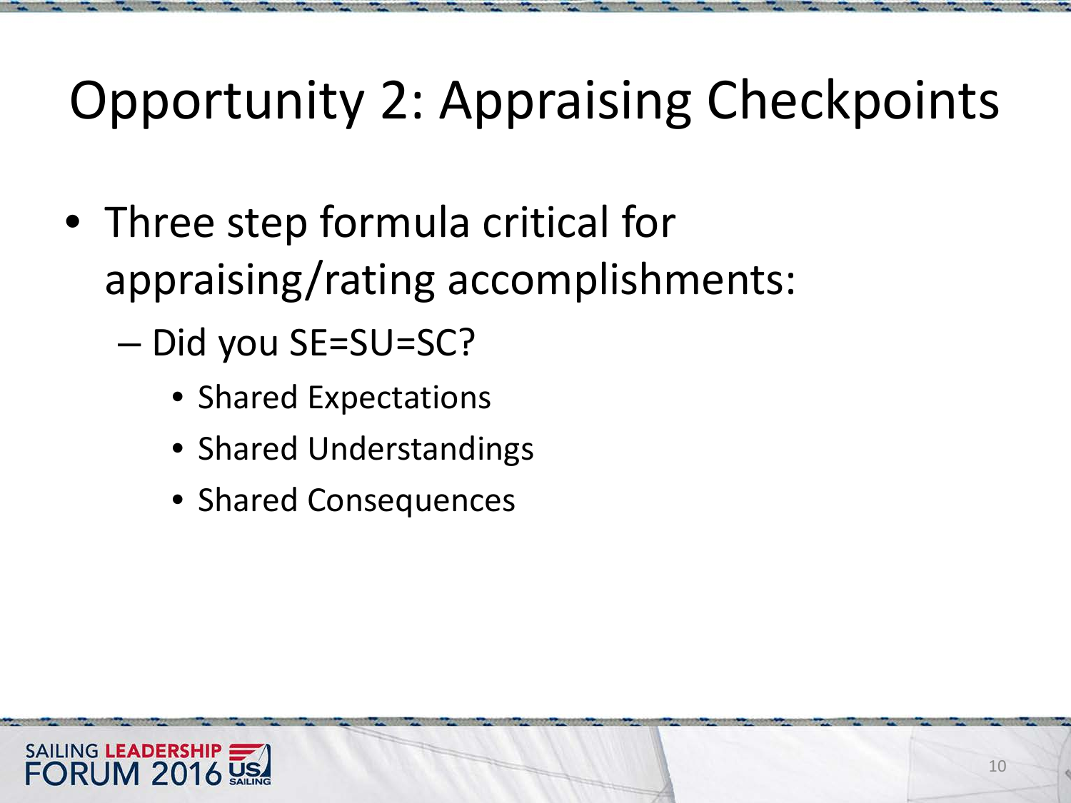# Opportunity 2: Appraising Checkpoints

- Three step formula critical for appraising/rating accomplishments:
  - Did you SE=SU=SC?
    - Shared Expectations
    - Shared Understandings
    - Shared Consequences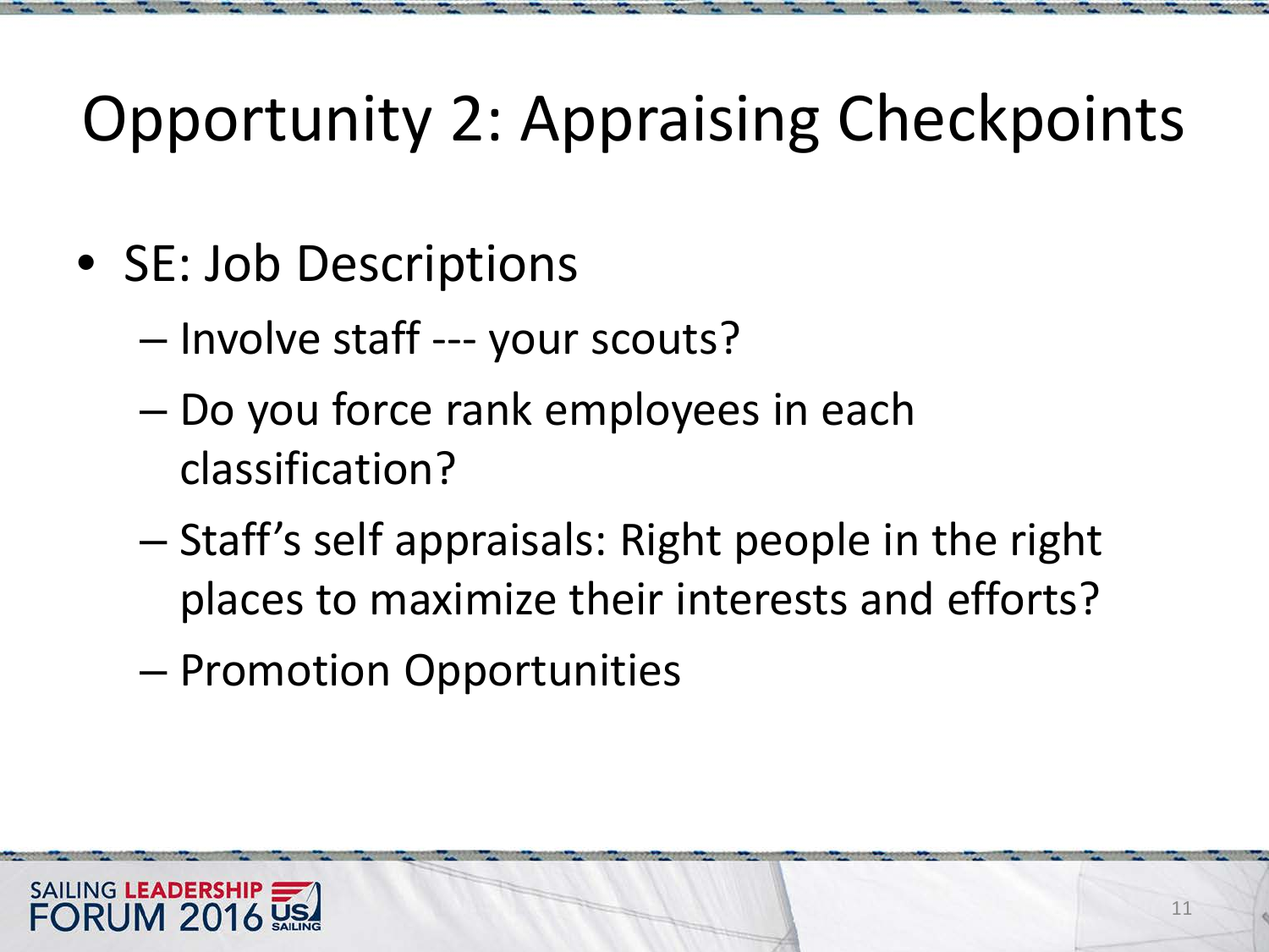# Opportunity 2: Appraising Checkpoints

- SE: Job Descriptions
  - Involve staff --- your scouts?
  - Do you force rank employees in each classification?
  - Staff's self appraisals: Right people in the right places to maximize their interests and efforts?
  - Promotion Opportunities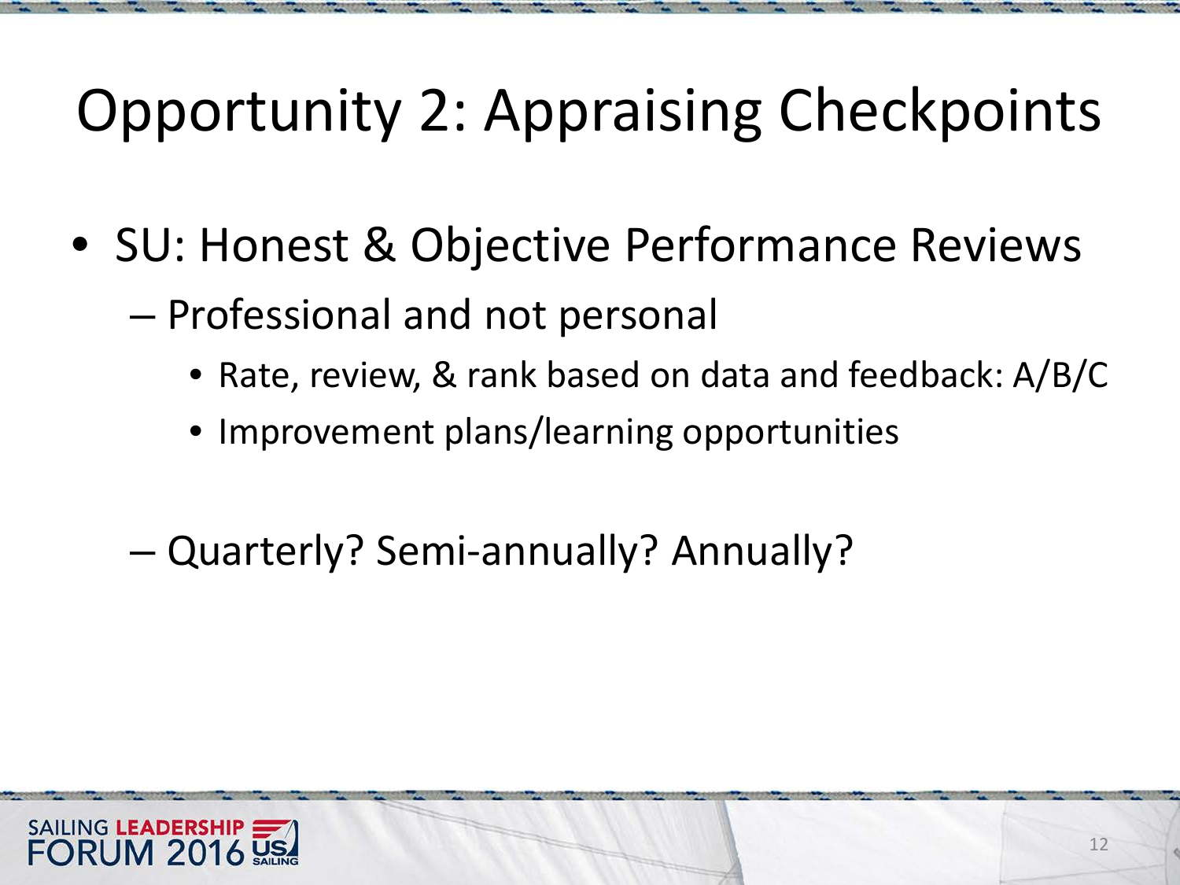# Opportunity 2: Appraising Checkpoints

- SU: Honest & Objective Performance Reviews
  - Professional and not personal
    - Rate, review, & rank based on data and feedback: A/B/C
    - Improvement plans/learning opportunities
  - Quarterly? Semi-annually? Annually?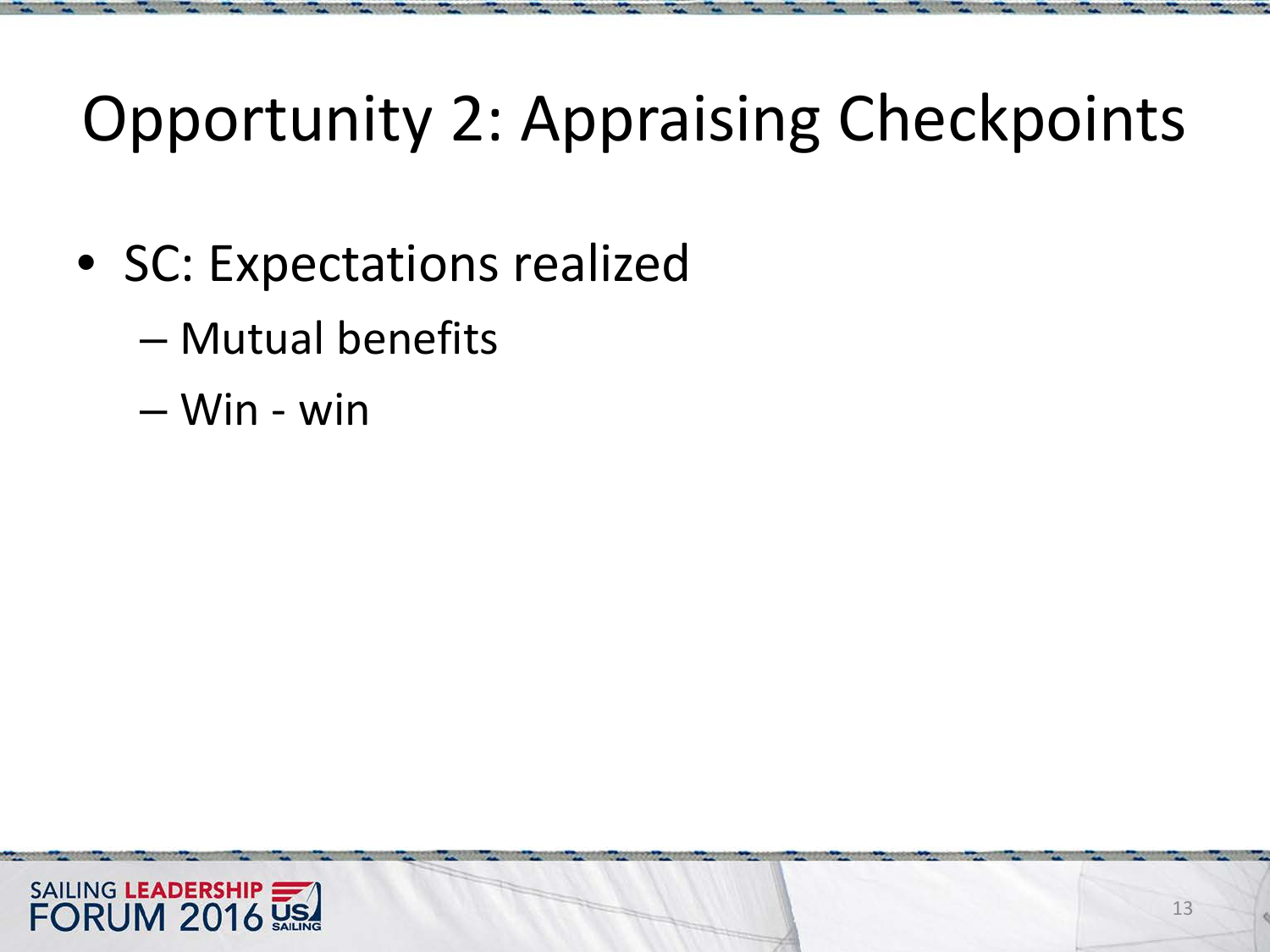# Opportunity 2: Appraising Checkpoints

- SC: Expectations realized
  - Mutual benefits
  - Win - win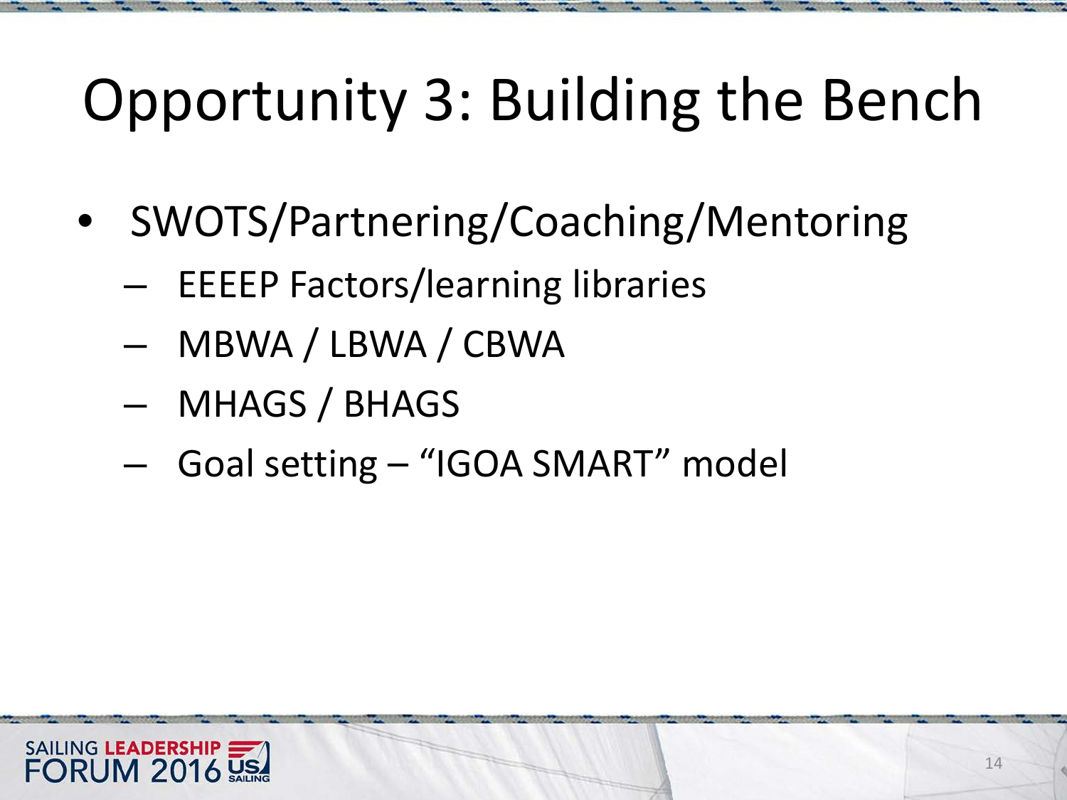# Opportunity 3: Building the Bench

- SWOTS/Partnering/Coaching/Mentoring
  - EEEEP Factors/learning libraries
  - MBWA / LBWA / CBWA
  - MHAGS / BHAGS
  - Goal setting – "IGOA SMART" model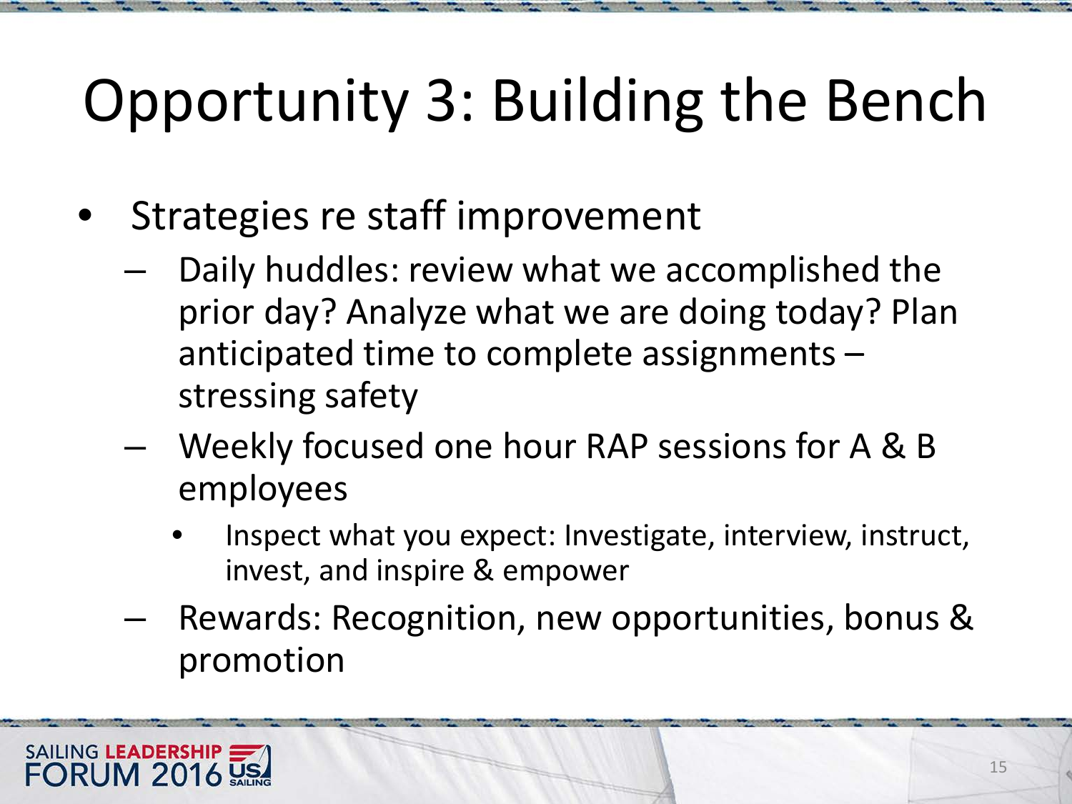# Opportunity 3: Building the Bench

- Strategies re staff improvement
  - Daily huddles: review what we accomplished the prior day? Analyze what we are doing today? Plan anticipated time to complete assignments – stressing safety
  - Weekly focused one hour RAP sessions for A & B employees
    - Inspect what you expect: Investigate, interview, instruct, invest, and inspire & empower
  - Rewards: Recognition, new opportunities, bonus & promotion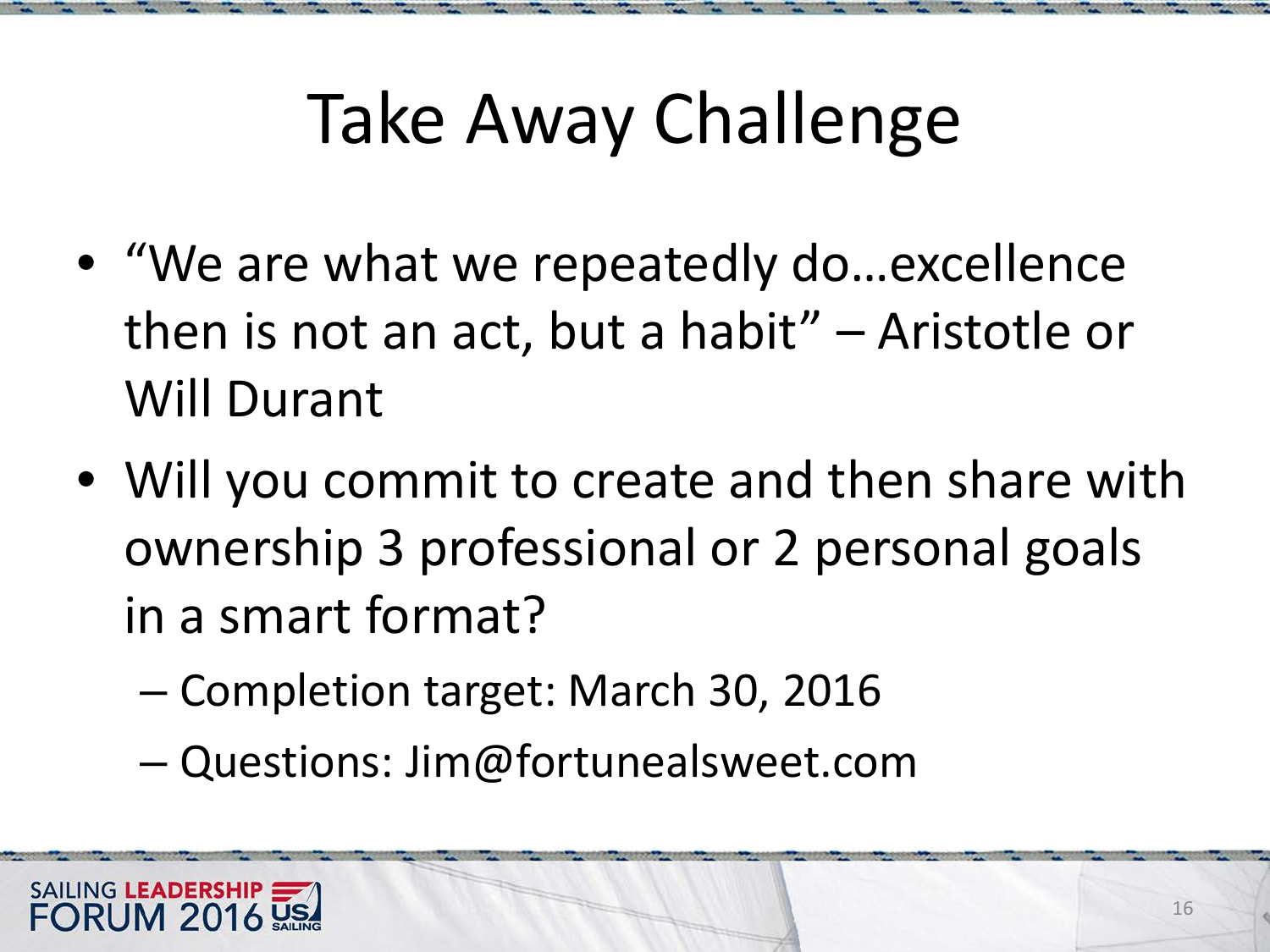# Take Away Challenge

- "We are what we repeatedly do…excellence then is not an act, but a habit" – Aristotle or Will Durant
- Will you commit to create and then share with ownership 3 professional or 2 personal goals in a smart format?
  - Completion target: March 30, 2016
  - Questions: Jim@fortunealsweet.com